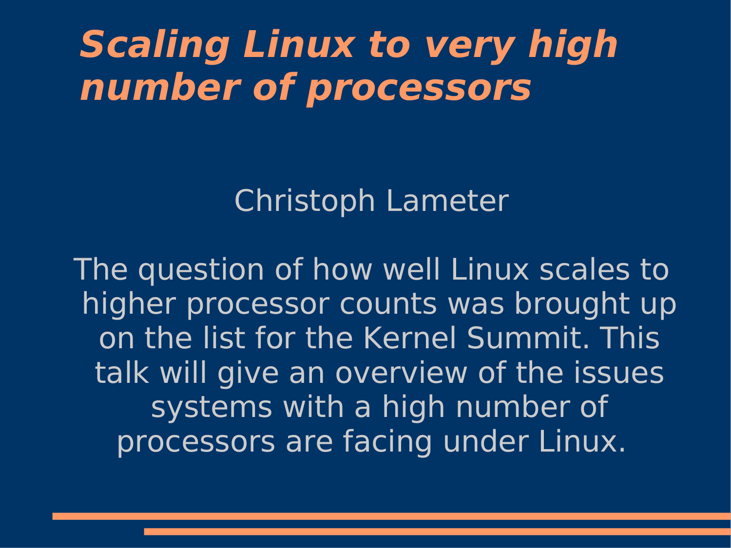# *Scaling Linux to very high number of processors*

Christoph Lameter

The question of how well Linux scales to higher processor counts was brought up on the list for the Kernel Summit. This talk will give an overview of the issues systems with a high number of processors are facing under Linux.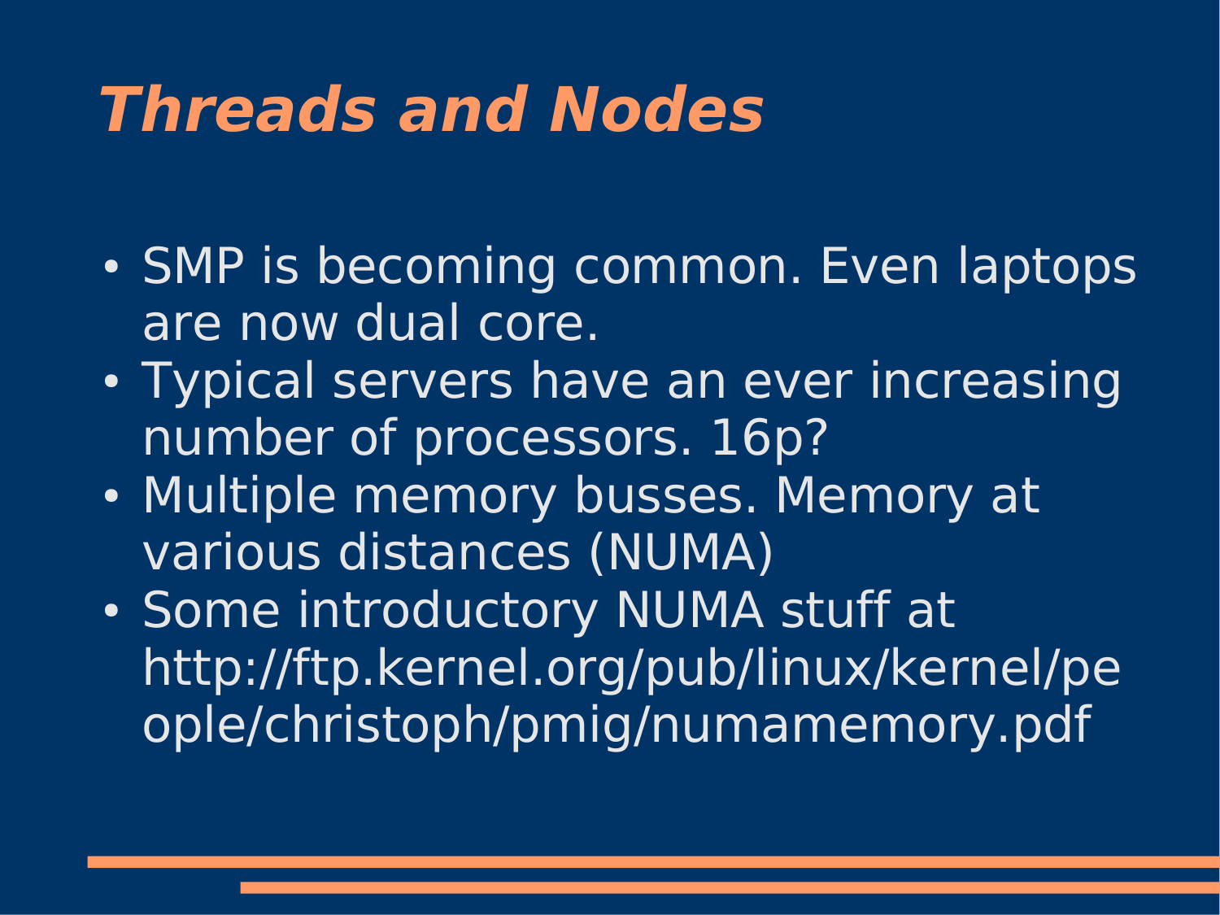# *Threads and Nodes*

- SMP is becoming common. Even laptops are now dual core.
- Typical servers have an ever increasing number of processors. 16p?
- Multiple memory busses. Memory at various distances (NUMA)
- Some introductory NUMA stuff at http://ftp.kernel.org/pub/linux/kernel/people/christoph/pmig/numamemory.pdf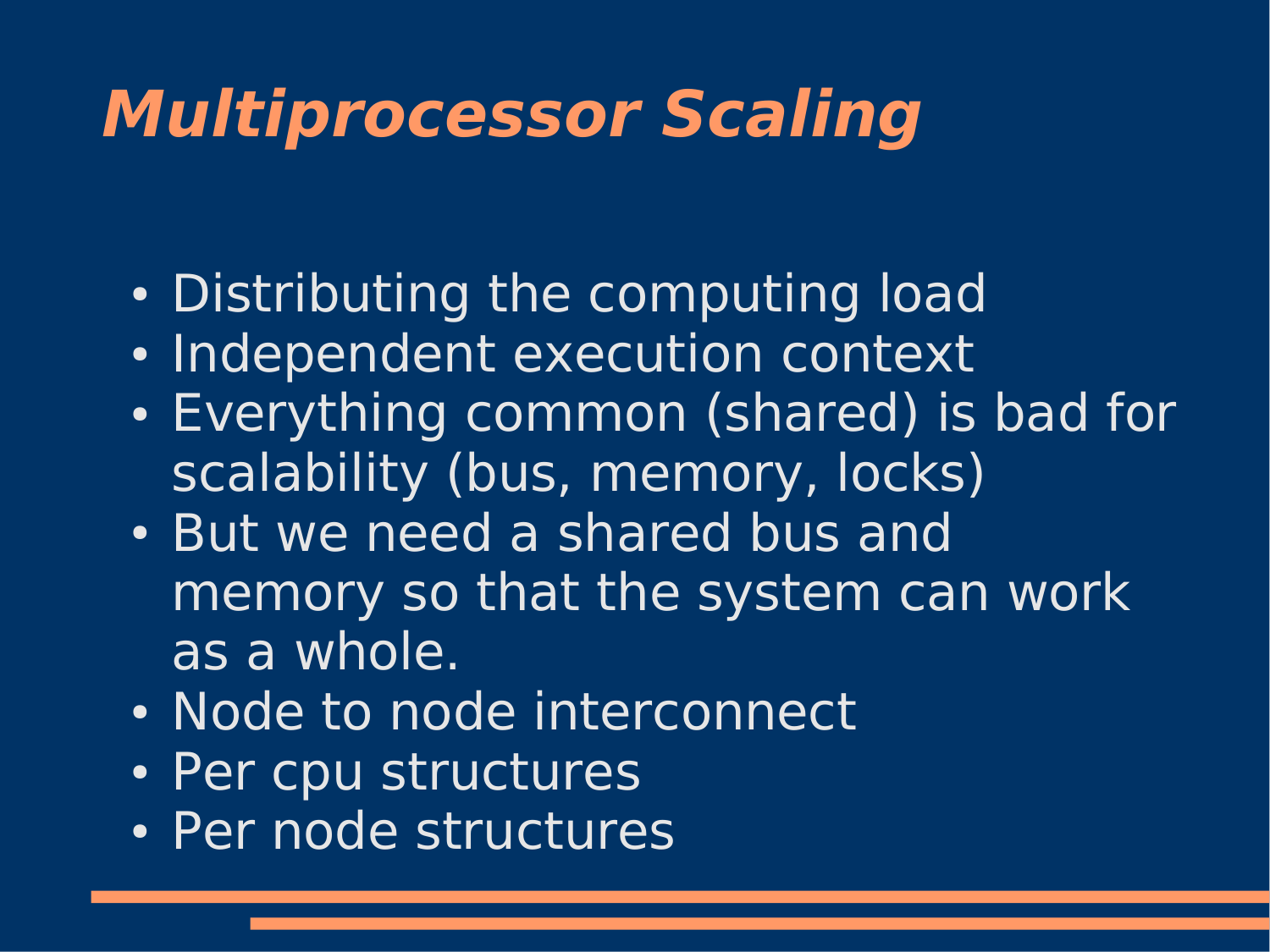# *Multiprocessor Scaling*

- Distributing the computing load
- Independent execution context
- Everything common (shared) is bad for scalability (bus, memory, locks)
- But we need a shared bus and memory so that the system can work as a whole.
- Node to node interconnect
- Per cpu structures
- Per node structures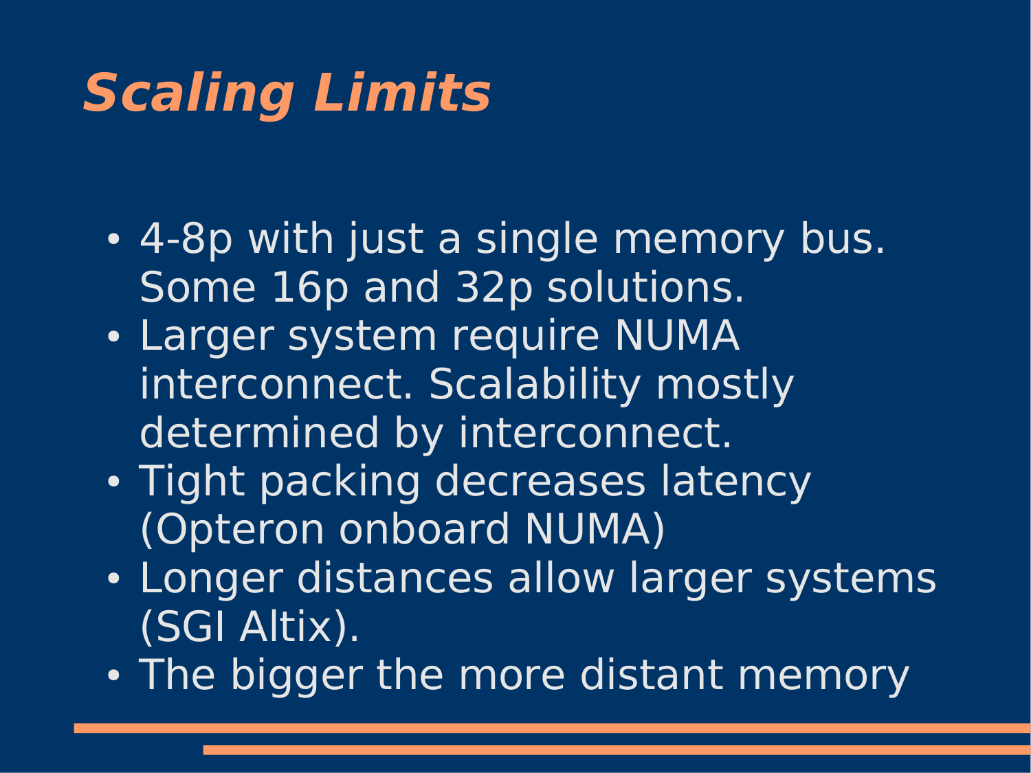# *Scaling Limits*

- 4-8p with just a single memory bus. Some 16p and 32p solutions.
- Larger system require NUMA interconnect. Scalability mostly determined by interconnect.
- Tight packing decreases latency (Opteron onboard NUMA)
- Longer distances allow larger systems (SGI Altix).
- The bigger the more distant memory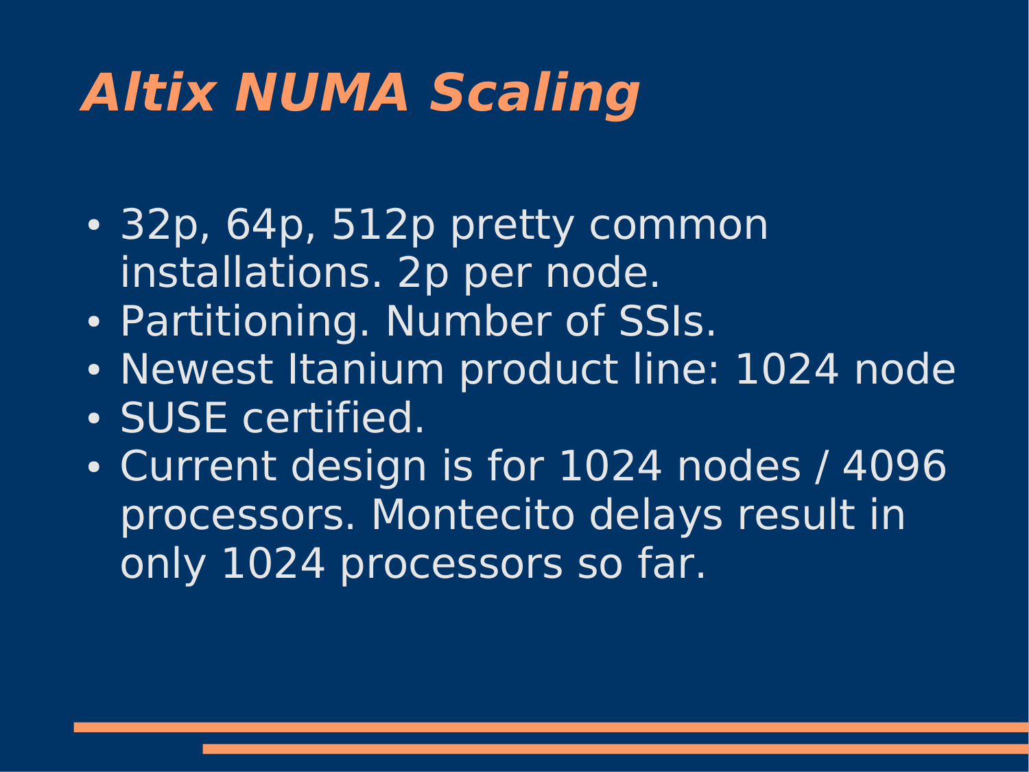# *Altix NUMA Scaling*

- 32p, 64p, 512p pretty common installations. 2p per node.
- Partitioning. Number of SSIs.
- Newest Itanium product line: 1024 node
- SUSE certified.
- Current design is for 1024 nodes / 4096 processors. Montecito delays result in only 1024 processors so far.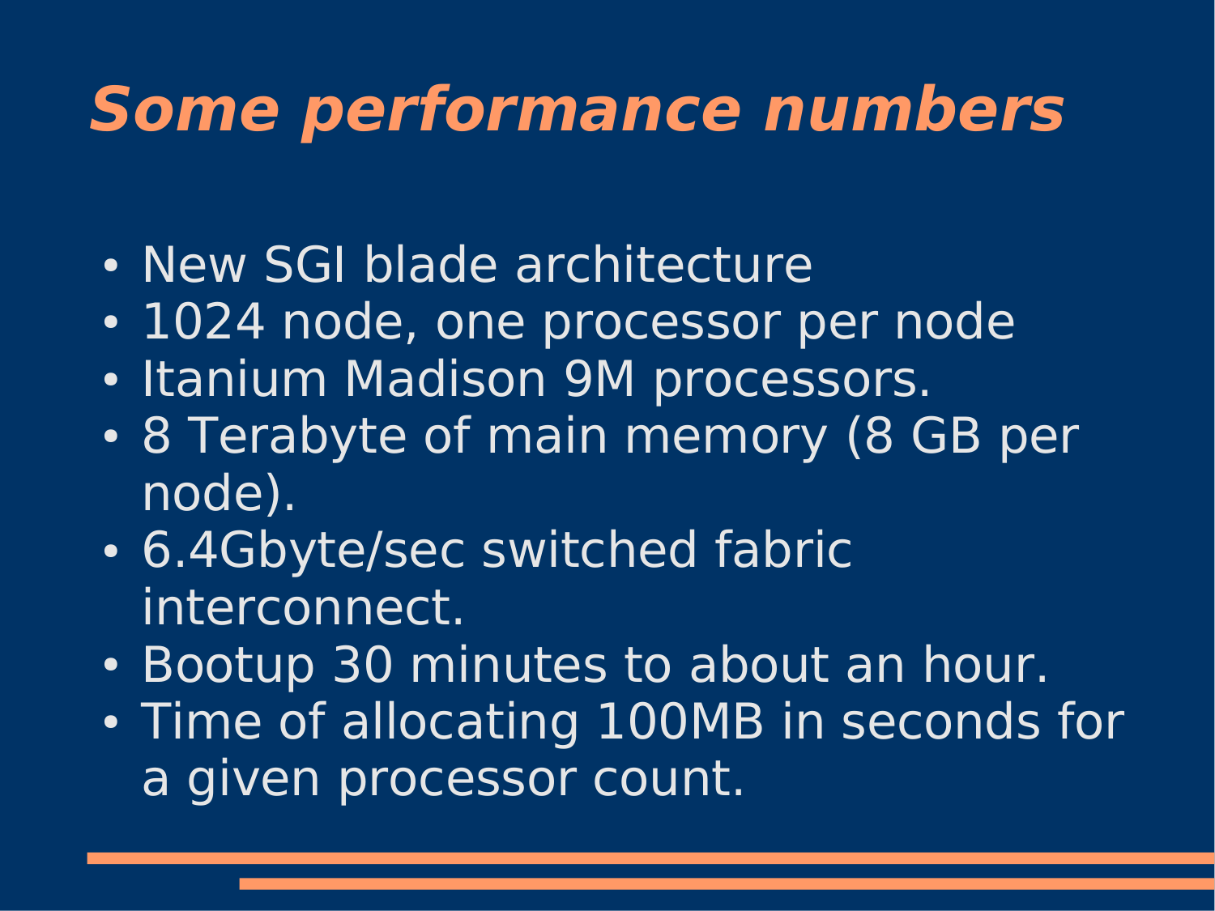# *Some performance numbers*

- New SGI blade architecture
- 1024 node, one processor per node
- Itanium Madison 9M processors.
- 8 Terabyte of main memory (8 GB per node).
- 6.4Gbyte/sec switched fabric interconnect.
- Bootup 30 minutes to about an hour.
- Time of allocating 100MB in seconds for a given processor count.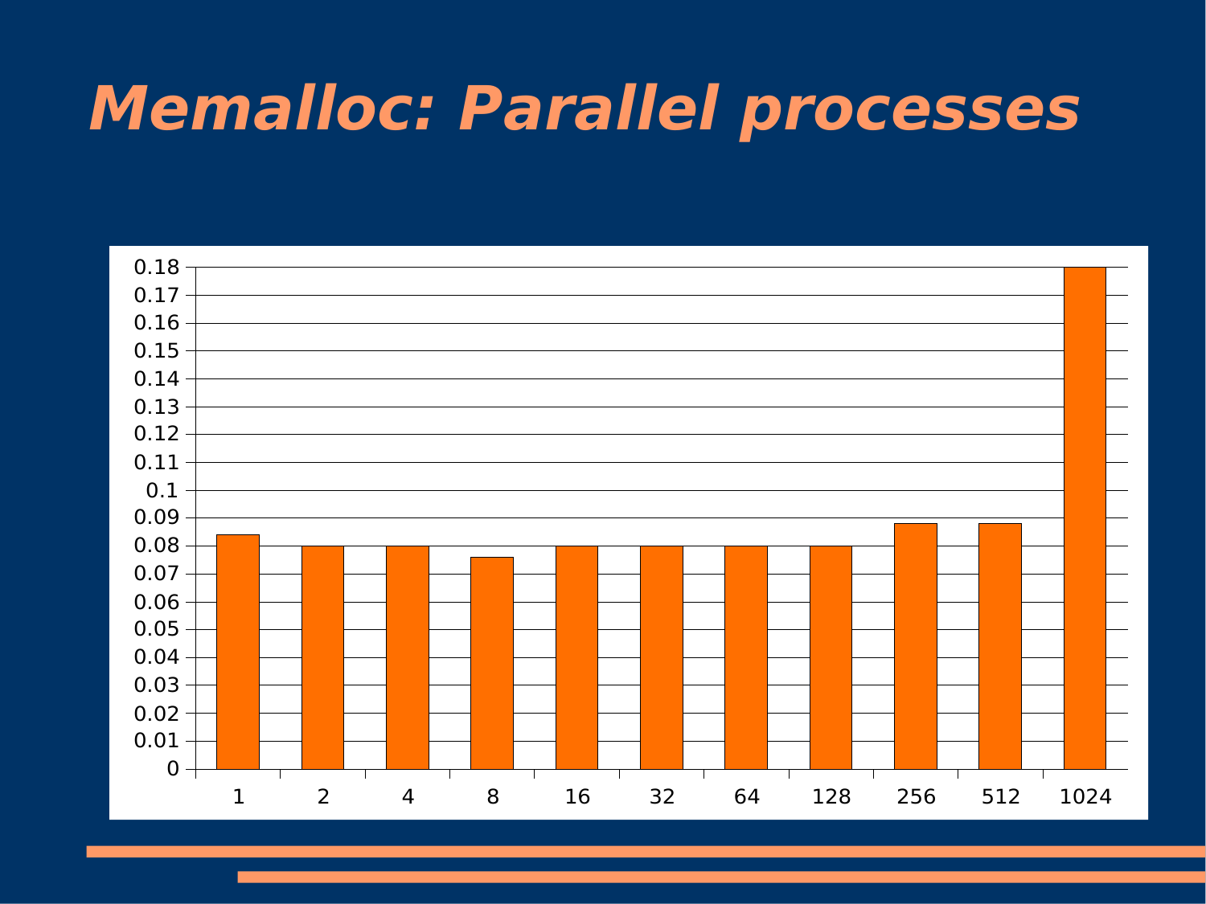# Memalloc: Parallel processes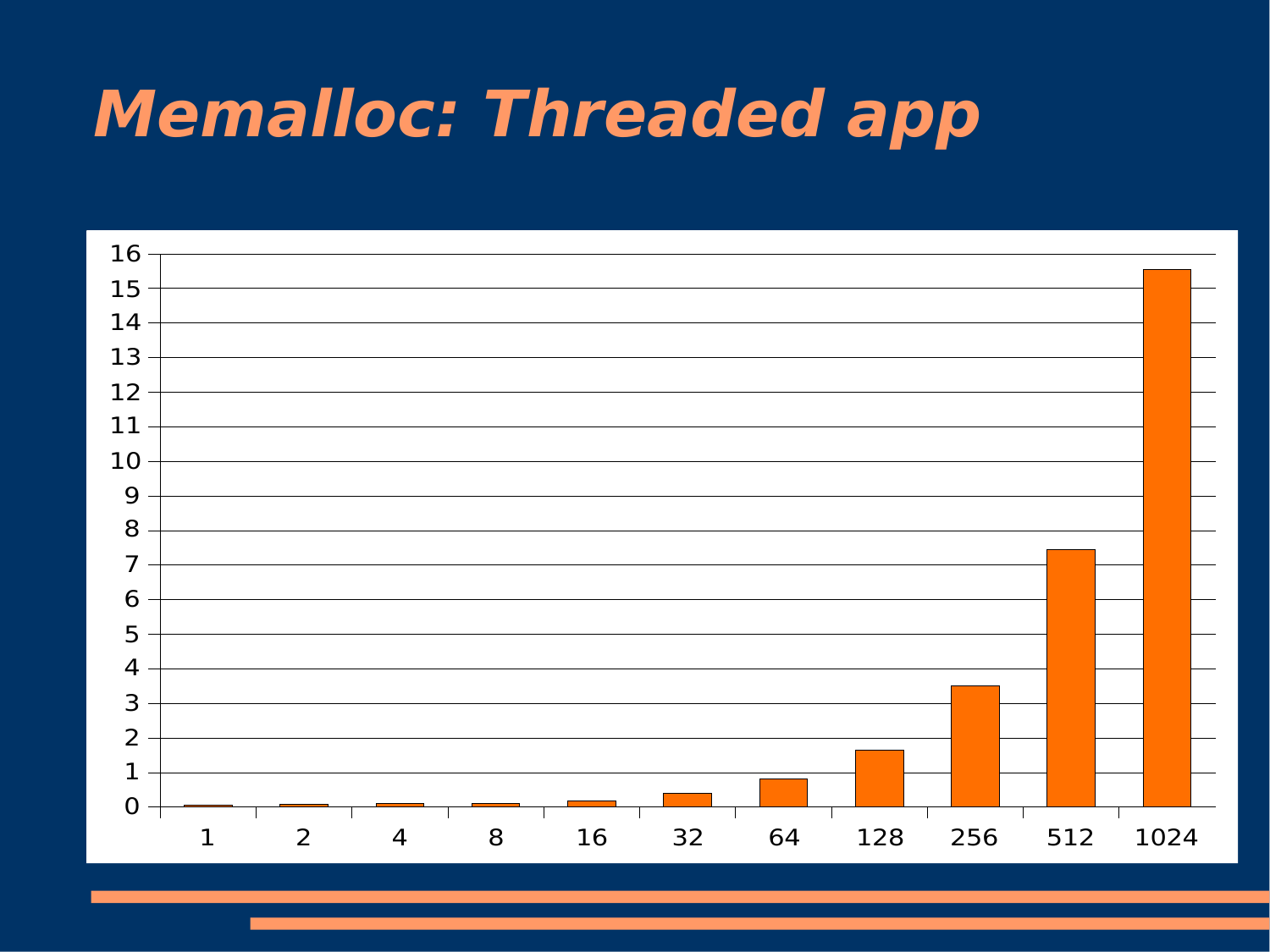# Memalloc: Threaded app

| | 1 | 2 | 4 | 8 | 16 | 32 | 64 | 128 | 256 | 512 | 1024 |
|---|---|---|---|---|---|---|---|---|---|---|---|
| Value | ~0.05 | ~0.07 | ~0.1 | ~0.1 | ~0.17 | ~0.4 | ~0.82 | ~1.65 | ~3.5 | ~7.45 | ~15.55 |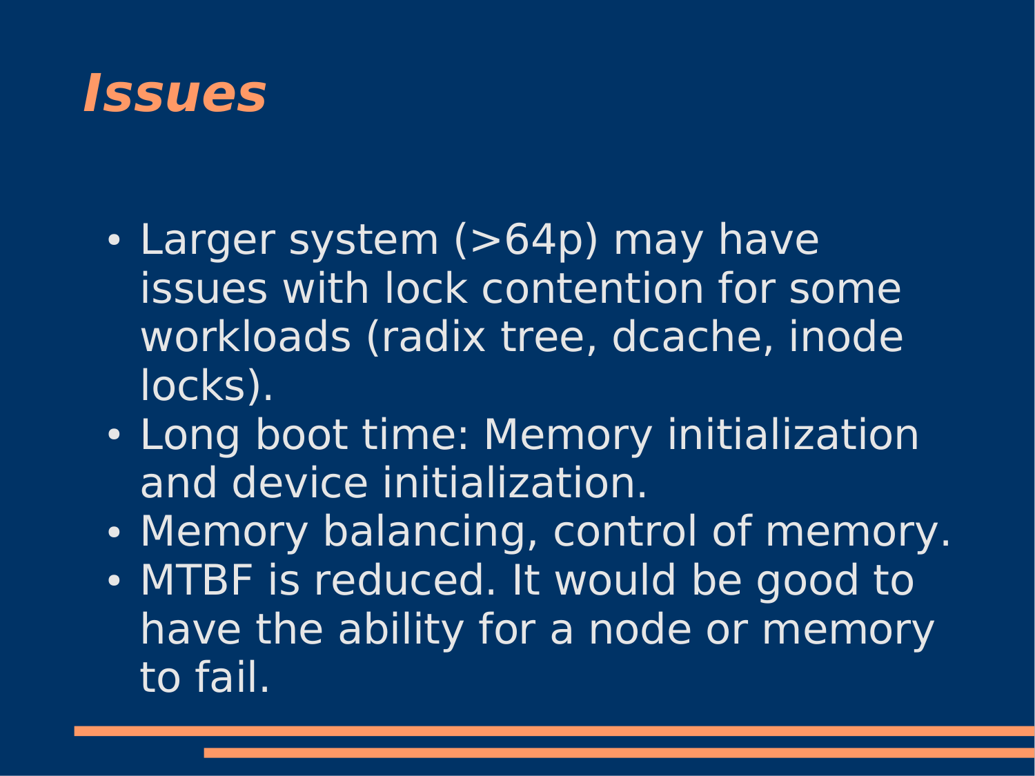# *Issues*

- Larger system (>64p) may have issues with lock contention for some workloads (radix tree, dcache, inode locks).
- Long boot time: Memory initialization and device initialization.
- Memory balancing, control of memory.
- MTBF is reduced. It would be good to have the ability for a node or memory to fail.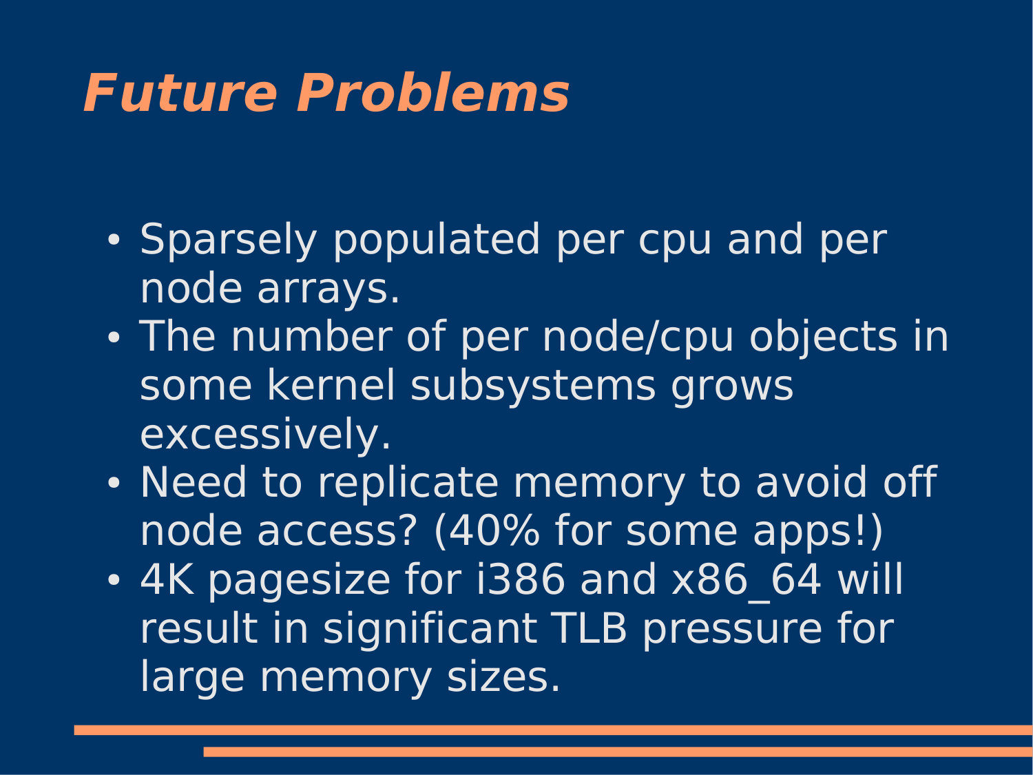# ***Future Problems***

- Sparsely populated per cpu and per node arrays.
- The number of per node/cpu objects in some kernel subsystems grows excessively.
- Need to replicate memory to avoid off node access? (40% for some apps!)
- 4K pagesize for i386 and x86_64 will result in significant TLB pressure for large memory sizes.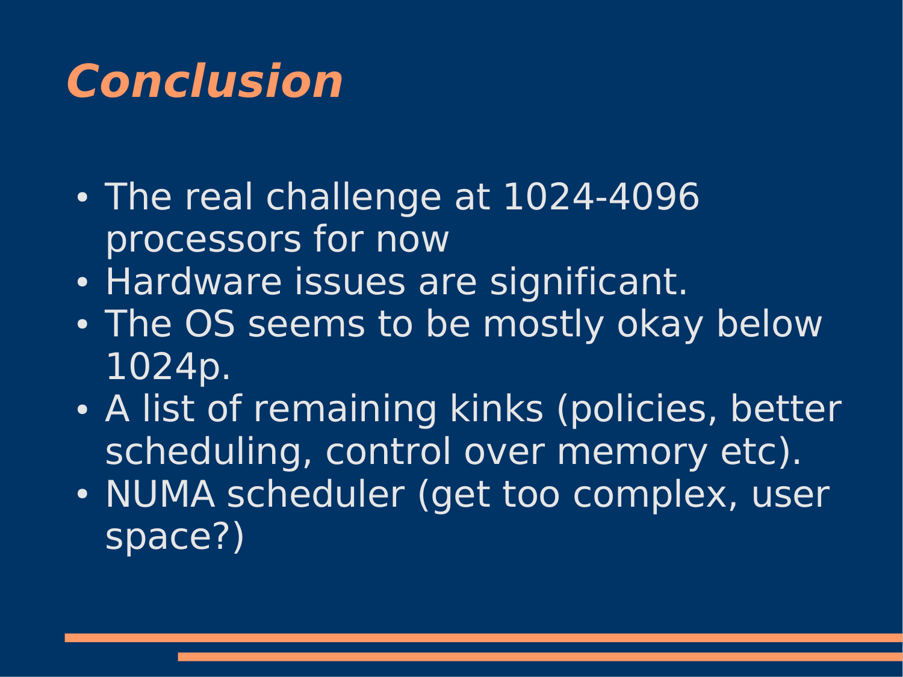# *Conclusion*

- The real challenge at 1024-4096 processors for now
- Hardware issues are significant.
- The OS seems to be mostly okay below 1024p.
- A list of remaining kinks (policies, better scheduling, control over memory etc).
- NUMA scheduler (get too complex, user space?)